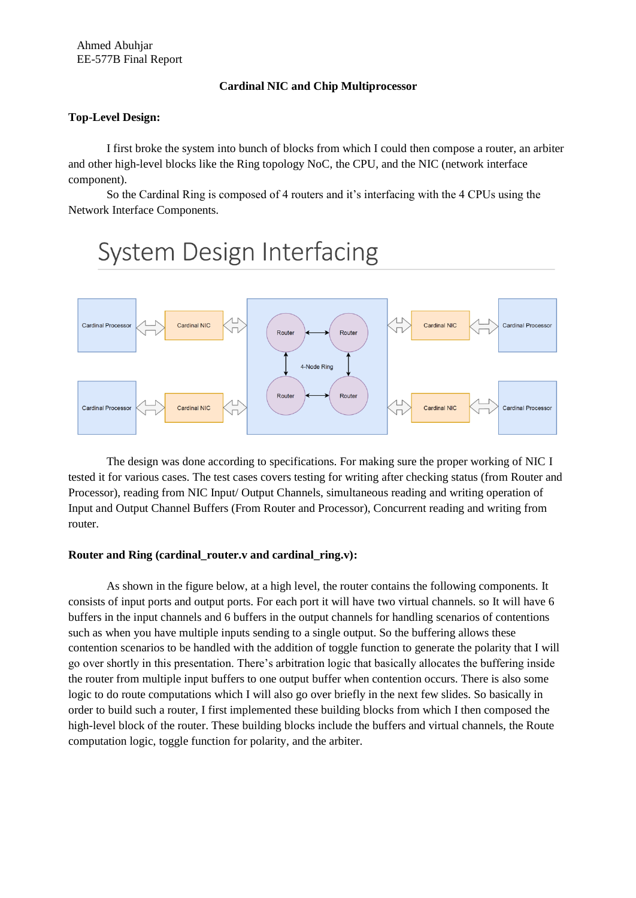Ahmed Abuhjar
EE-577B Final Report

**Cardinal NIC and Chip Multiprocessor**

**Top-Level Design:**

I first broke the system into bunch of blocks from which I could then compose a router, an arbiter and other high-level blocks like the Ring topology NoC, the CPU, and the NIC (network interface component).

So the Cardinal Ring is composed of 4 routers and it's interfacing with the 4 CPUs using the Network Interface Components.

System Design Interfacing

Cardinal Processor · Cardinal NIC · Router · Router · 4-Node Ring · Router · Router · Cardinal NIC · Cardinal Processor

The design was done according to specifications. For making sure the proper working of NIC I tested it for various cases. The test cases covers testing for writing after checking status (from Router and Processor), reading from NIC Input/ Output Channels, simultaneous reading and writing operation of Input and Output Channel Buffers (From Router and Processor), Concurrent reading and writing from router.

**Router and Ring (cardinal_router.v and cardinal_ring.v):**

As shown in the figure below, at a high level, the router contains the following components. It consists of input ports and output ports. For each port it will have two virtual channels. so It will have 6 buffers in the input channels and 6 buffers in the output channels for handling scenarios of contentions such as when you have multiple inputs sending to a single output. So the buffering allows these contention scenarios to be handled with the addition of toggle function to generate the polarity that I will go over shortly in this presentation. There's arbitration logic that basically allocates the buffering inside the router from multiple input buffers to one output buffer when contention occurs. There is also some logic to do route computations which I will also go over briefly in the next few slides. So basically in order to build such a router, I first implemented these building blocks from which I then composed the high-level block of the router. These building blocks include the buffers and virtual channels, the Route computation logic, toggle function for polarity, and the arbiter.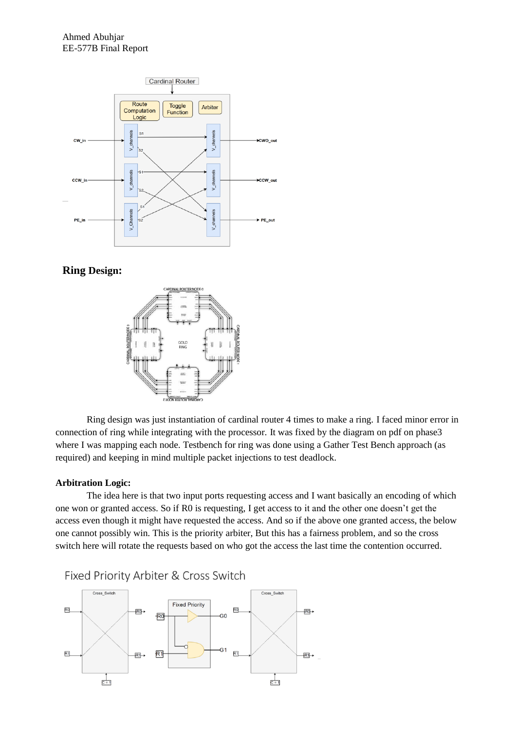Ahmed Abuhjar
EE-577B Final Report

**Ring Design:**

Ring design was just instantiation of cardinal router 4 times to make a ring. I faced minor error in connection of ring while integrating with the processor. It was fixed by the diagram on pdf on phase3 where I was mapping each node. Testbench for ring was done using a Gather Test Bench approach (as required) and keeping in mind multiple packet injections to test deadlock.

**Arbitration Logic:**

The idea here is that two input ports requesting access and I want basically an encoding of which one won or granted access. So if R0 is requesting, I get access to it and the other one doesn't get the access even though it might have requested the access. And so if the above one granted access, the below one cannot possibly win. This is the priority arbiter, But this has a fairness problem, and so the cross switch here will rotate the requests based on who got the access the last time the contention occurred.

Fixed Priority Arbiter & Cross Switch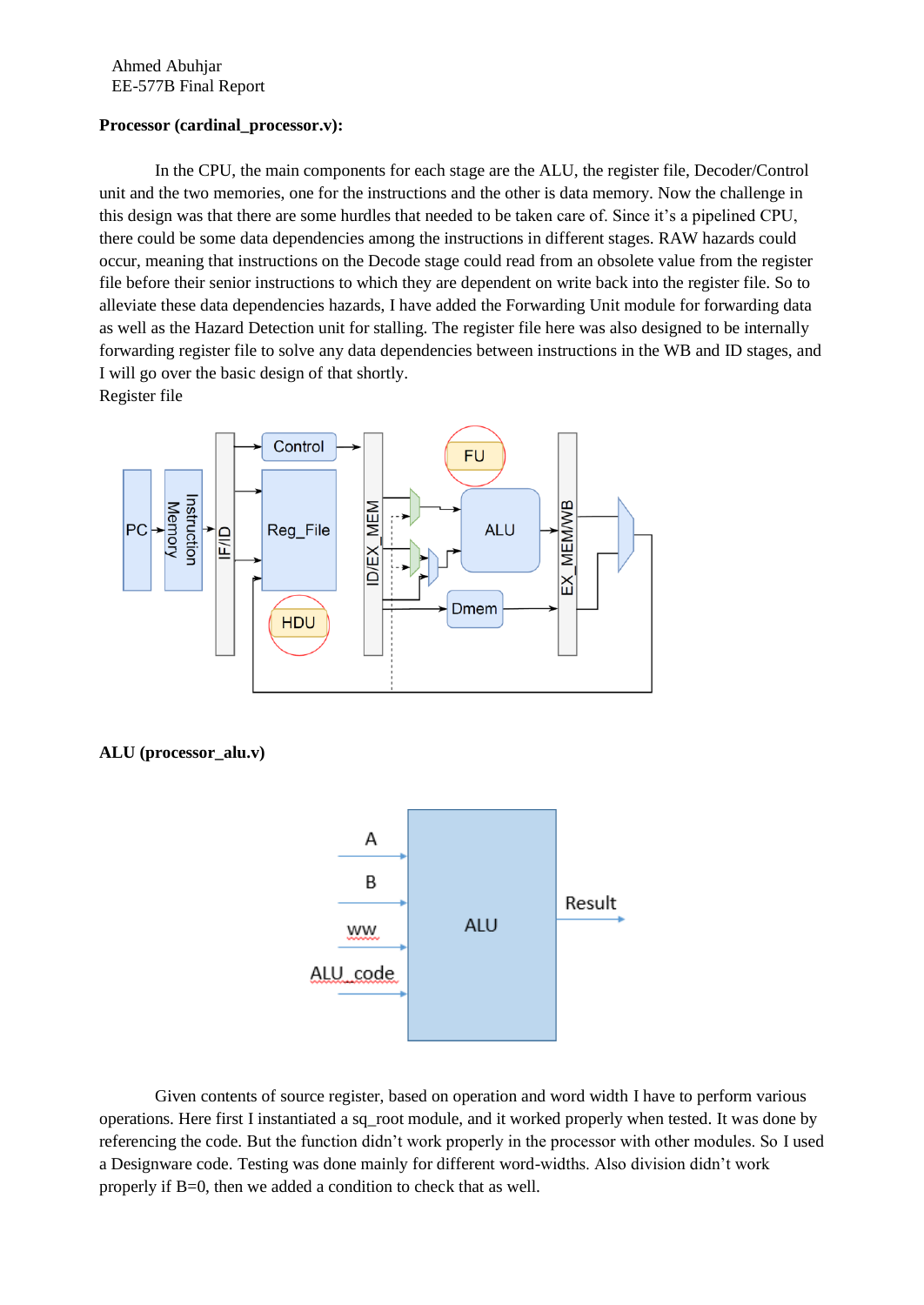Ahmed Abuhjar
EE-577B Final Report

**Processor (cardinal_processor.v):**

In the CPU, the main components for each stage are the ALU, the register file, Decoder/Control unit and the two memories, one for the instructions and the other is data memory. Now the challenge in this design was that there are some hurdles that needed to be taken care of. Since it's a pipelined CPU, there could be some data dependencies among the instructions in different stages. RAW hazards could occur, meaning that instructions on the Decode stage could read from an obsolete value from the register file before their senior instructions to which they are dependent on write back into the register file. So to alleviate these data dependencies hazards, I have added the Forwarding Unit module for forwarding data as well as the Hazard Detection unit for stalling. The register file here was also designed to be internally forwarding register file to solve any data dependencies between instructions in the WB and ID stages, and I will go over the basic design of that shortly.
Register file

**ALU (processor_alu.v)**

Given contents of source register, based on operation and word width I have to perform various operations. Here first I instantiated a sq_root module, and it worked properly when tested. It was done by referencing the code. But the function didn't work properly in the processor with other modules. So I used a Designware code. Testing was done mainly for different word-widths. Also division didn't work properly if B=0, then we added a condition to check that as well.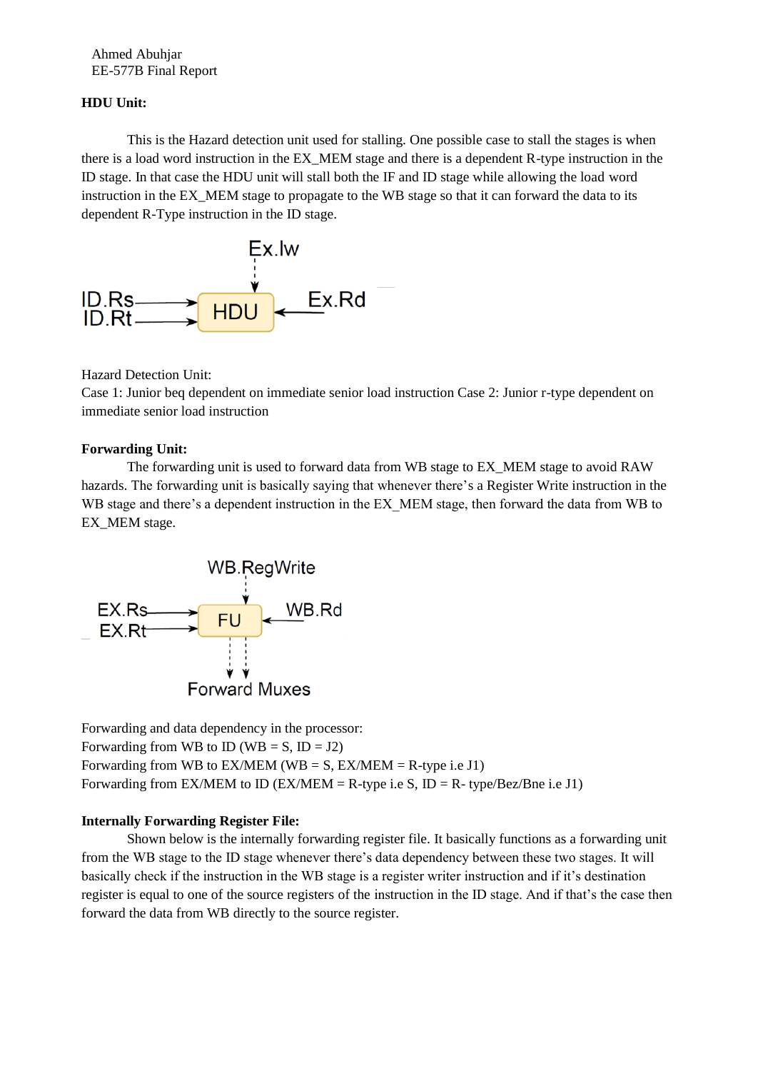Ahmed Abuhjar
EE-577B Final Report

**HDU Unit:**

This is the Hazard detection unit used for stalling. One possible case to stall the stages is when there is a load word instruction in the EX_MEM stage and there is a dependent R-type instruction in the ID stage. In that case the HDU unit will stall both the IF and ID stage while allowing the load word instruction in the EX_MEM stage to propagate to the WB stage so that it can forward the data to its dependent R-Type instruction in the ID stage.

Ex.lw

ID.Rs
ID.Rt
HDU
Ex.Rd

Hazard Detection Unit:
Case 1: Junior beq dependent on immediate senior load instruction Case 2: Junior r-type dependent on immediate senior load instruction

**Forwarding Unit:**

The forwarding unit is used to forward data from WB stage to EX_MEM stage to avoid RAW hazards. The forwarding unit is basically saying that whenever there's a Register Write instruction in the WB stage and there's a dependent instruction in the EX_MEM stage, then forward the data from WB to EX_MEM stage.

WB.RegWrite

EX.Rs
EX.Rt
FU
WB.Rd

Forward Muxes

Forwarding and data dependency in the processor:
Forwarding from WB to ID (WB = S, ID = J2)
Forwarding from WB to EX/MEM (WB = S, EX/MEM = R-type i.e J1)
Forwarding from EX/MEM to ID (EX/MEM = R-type i.e S, ID = R- type/Bez/Bne i.e J1)

**Internally Forwarding Register File:**

Shown below is the internally forwarding register file. It basically functions as a forwarding unit from the WB stage to the ID stage whenever there's data dependency between these two stages. It will basically check if the instruction in the WB stage is a register writer instruction and if it's destination register is equal to one of the source registers of the instruction in the ID stage. And if that's the case then forward the data from WB directly to the source register.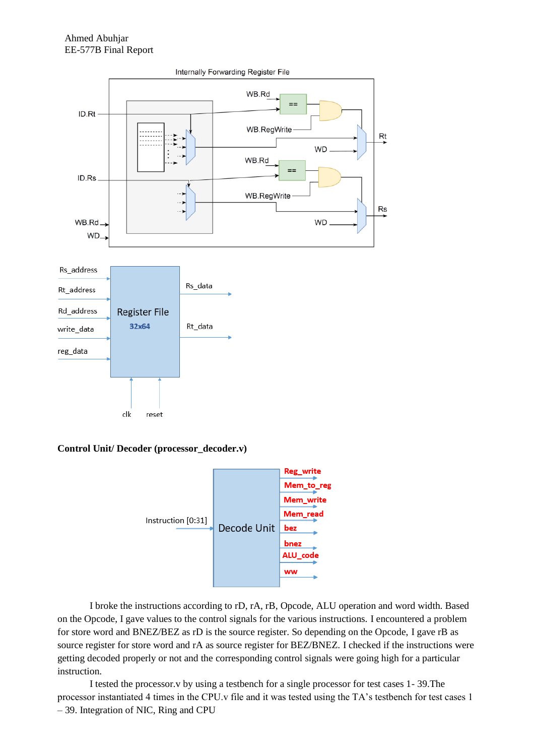**Control Unit/ Decoder (processor_decoder.v)**

I broke the instructions according to rD, rA, rB, Opcode, ALU operation and word width. Based on the Opcode, I gave values to the control signals for the various instructions. I encountered a problem for store word and BNEZ/BEZ as rD is the source register. So depending on the Opcode, I gave rB as source register for store word and rA as source register for BEZ/BNEZ. I checked if the instructions were getting decoded properly or not and the corresponding control signals were going high for a particular instruction.

I tested the processor.v by using a testbench for a single processor for test cases 1- 39.The processor instantiated 4 times in the CPU.v file and it was tested using the TA's testbench for test cases 1 – 39. Integration of NIC, Ring and CPU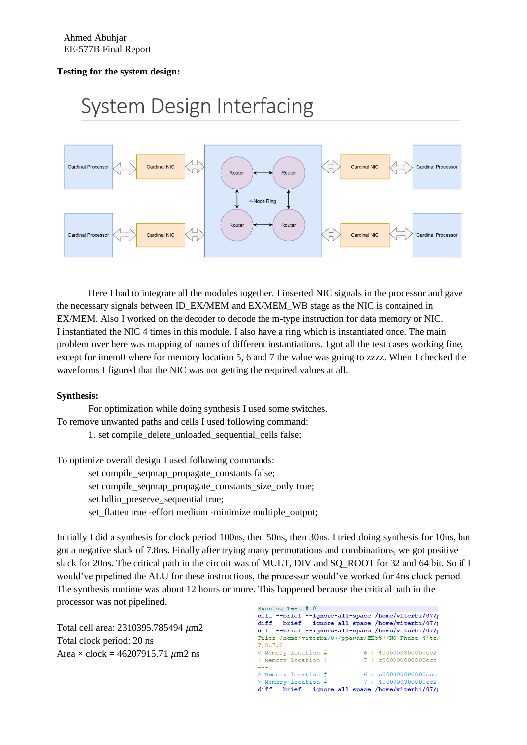Ahmed Abuhjar
EE-577B Final Report

**Testing for the system design:**

System Design Interfacing

Cardinal Processor, Cardinal NIC, Router, Router, 4-Node Ring, Router, Router, Cardinal NIC, Cardinal Processor, Cardinal Processor, Cardinal NIC, Cardinal NIC, Cardinal Processor

Here I had to integrate all the modules together. I inserted NIC signals in the processor and gave the necessary signals between ID_EX/MEM and EX/MEM_WB stage as the NIC is contained in EX/MEM. Also I worked on the decoder to decode the m-type instruction for data memory or NIC. I instantiated the NIC 4 times in this module. I also have a ring which is instantiated once. The main problem over here was mapping of names of different instantiations. I got all the test cases working fine, except for imem0 where for memory location 5, 6 and 7 the value was going to zzzz. When I checked the waveforms I figured that the NIC was not getting the required values at all.

**Synthesis:**

For optimization while doing synthesis I used some switches.
To remove unwanted paths and cells I used following command:

1. set compile_delete_unloaded_sequential_cells false;

To optimize overall design I used following commands:

set compile_seqmap_propagate_constants false;
set compile_seqmap_propagate_constants_size_only true;
set hdlin_preserve_sequential true;
set_flatten true -effort medium -minimize multiple_output;

Initially I did a synthesis for clock period 100ns, then 50ns, then 30ns. I tried doing synthesis for 10ns, but got a negative slack of 7.8ns. Finally after trying many permutations and combinations, we got positive slack for 20ns. The critical path in the circuit was of MULT, DIV and SQ_ROOT for 32 and 64 bit. So if I would've pipelined the ALU for these instructions, the processor would've worked for 4ns clock period. The synthesis runtime was about 12 hours or more. This happened because the critical path in the processor was not pipelined.

Total cell area: 2310395.785494 $\mu$m2
Total clock period: 20 ns
Area × clock = 46207915.71 $\mu$m2 ns

```
Running Test # 0
diff --brief --ignore-all-space /home/viterbi/07/
diff --brief --ignore-all-space /home/viterbi/07/
diff --brief --ignore-all-space /home/viterbi/07/
Files /home/viterbi/07/ppawar/EE557/NO_Phase_4/te
7,8c7,8
< Memory location #        6 : 4000000300000cc2
< Memory location #        7 : c000000000000ccc
---
> Memory location #        6 : c000000000000ccc
> Memory location #        7 : 4000000300000cc2
diff --brief --ignore-all-space /home/viterbi/07/
```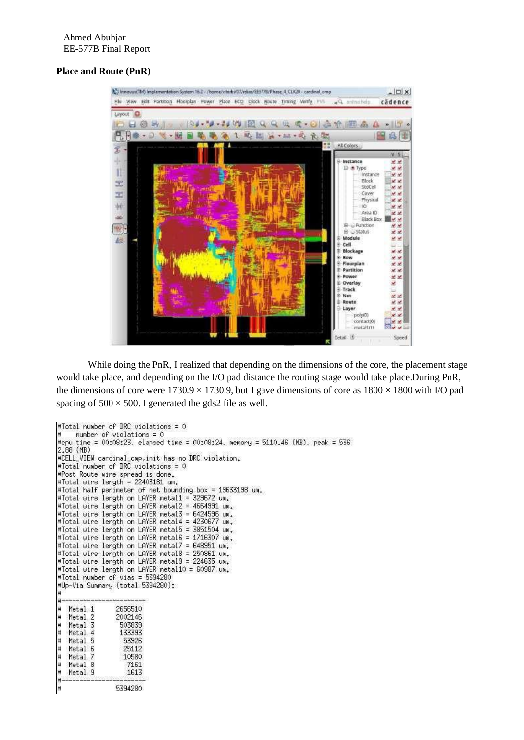Ahmed Abuhjar
EE-577B Final Report

**Place and Route (PnR)**

While doing the PnR, I realized that depending on the dimensions of the core, the placement stage would take place, and depending on the I/O pad distance the routing stage would take place.During PnR, the dimensions of core were 1730.9 × 1730.9, but I gave dimensions of core as 1800 × 1800 with I/O pad spacing of 500 × 500. I generated the gds2 file as well.

```
#Total number of DRC violations = 0
#    number of violations = 0
#cpu time = 00:08:23, elapsed time = 00:08:24, memory = 5110.46 (MB), peak = 536
2.88 (MB)
#CELL_VIEW cardinal_cmp,init has no DRC violation.
#Total number of DRC violations = 0
#Post Route wire spread is done.
#Total wire length = 22403181 um.
#Total half perimeter of net bounding box = 19633198 um.
#Total wire length on LAYER metal1 = 329672 um.
#Total wire length on LAYER metal2 = 4664991 um.
#Total wire length on LAYER metal3 = 6424596 um.
#Total wire length on LAYER metal4 = 4230677 um.
#Total wire length on LAYER metal5 = 3851504 um.
#Total wire length on LAYER metal6 = 1716307 um.
#Total wire length on LAYER metal7 = 648951 um.
#Total wire length on LAYER metal8 = 250861 um.
#Total wire length on LAYER metal9 = 224635 um.
#Total wire length on LAYER metal10 = 60987 um.
#Total number of vias = 5394280
#Up-Via Summary (total 5394280):
#
#-----------------------
#  Metal 1      2656510
#  Metal 2      2002146
#  Metal 3       503839
#  Metal 4       133393
#  Metal 5        53926
#  Metal 6        25112
#  Metal 7        10580
#  Metal 8         7161
#  Metal 9         1613
#-----------------------
#               5394280
```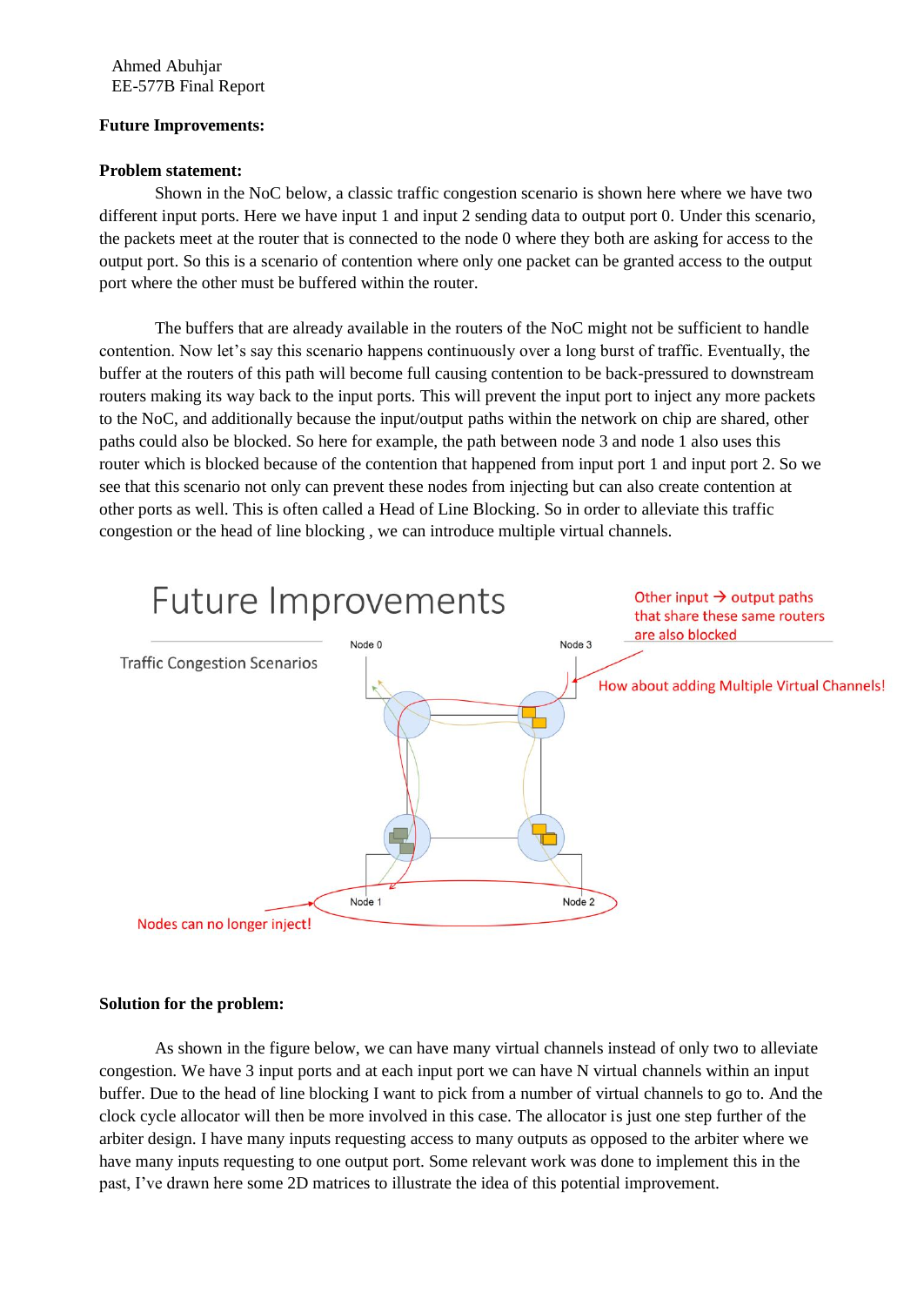**Future Improvements:**

**Problem statement:**

Shown in the NoC below, a classic traffic congestion scenario is shown here where we have two different input ports. Here we have input 1 and input 2 sending data to output port 0. Under this scenario, the packets meet at the router that is connected to the node 0 where they both are asking for access to the output port. So this is a scenario of contention where only one packet can be granted access to the output port where the other must be buffered within the router.

The buffers that are already available in the routers of the NoC might not be sufficient to handle contention. Now let's say this scenario happens continuously over a long burst of traffic. Eventually, the buffer at the routers of this path will become full causing contention to be back-pressured to downstream routers making its way back to the input ports. This will prevent the input port to inject any more packets to the NoC, and additionally because the input/output paths within the network on chip are shared, other paths could also be blocked. So here for example, the path between node 3 and node 1 also uses this router which is blocked because of the contention that happened from input port 1 and input port 2. So we see that this scenario not only can prevent these nodes from injecting but can also create contention at other ports as well. This is often called a Head of Line Blocking. So in order to alleviate this traffic congestion or the head of line blocking , we can introduce multiple virtual channels.

Future Improvements

Traffic Congestion Scenarios

Other input → output paths that share these same routers are also blocked

How about adding Multiple Virtual Channels!

Node 0, Node 1, Node 2, Node 3

Nodes can no longer inject!

**Solution for the problem:**

As shown in the figure below, we can have many virtual channels instead of only two to alleviate congestion. We have 3 input ports and at each input port we can have N virtual channels within an input buffer. Due to the head of line blocking I want to pick from a number of virtual channels to go to. And the clock cycle allocator will then be more involved in this case. The allocator is just one step further of the arbiter design. I have many inputs requesting access to many outputs as opposed to the arbiter where we have many inputs requesting to one output port. Some relevant work was done to implement this in the past, I've drawn here some 2D matrices to illustrate the idea of this potential improvement.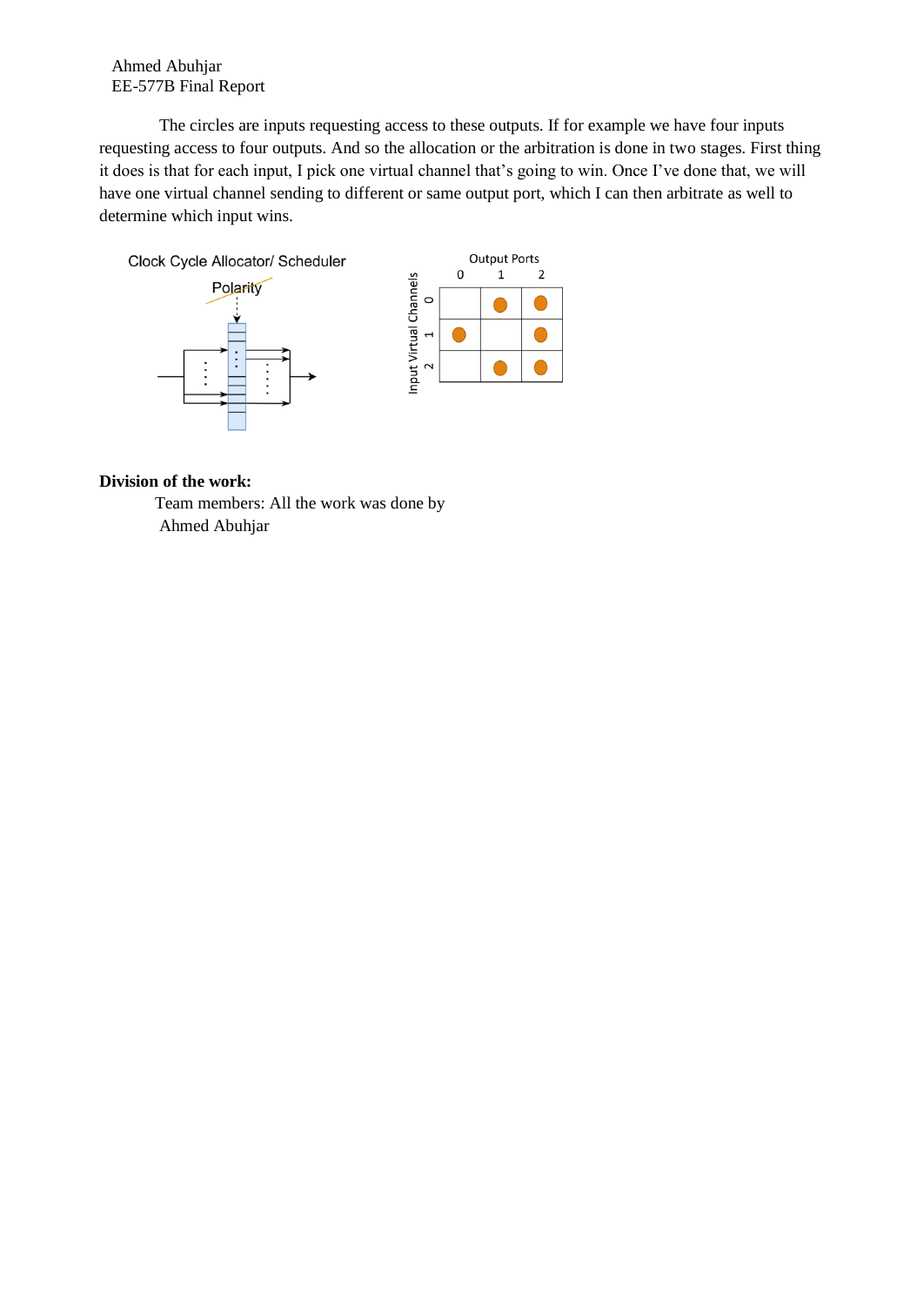The circles are inputs requesting access to these outputs. If for example we have four inputs requesting access to four outputs. And so the allocation or the arbitration is done in two stages. First thing it does is that for each input, I pick one virtual channel that's going to win. Once I've done that, we will have one virtual channel sending to different or same output port, which I can then arbitrate as well to determine which input wins.

Clock Cycle Allocator/ Scheduler

Polarity

Output Ports

0 1 2

Input Virtual Channels

0 1 2

**Division of the work:**

Team members: All the work was done by Ahmed Abuhjar